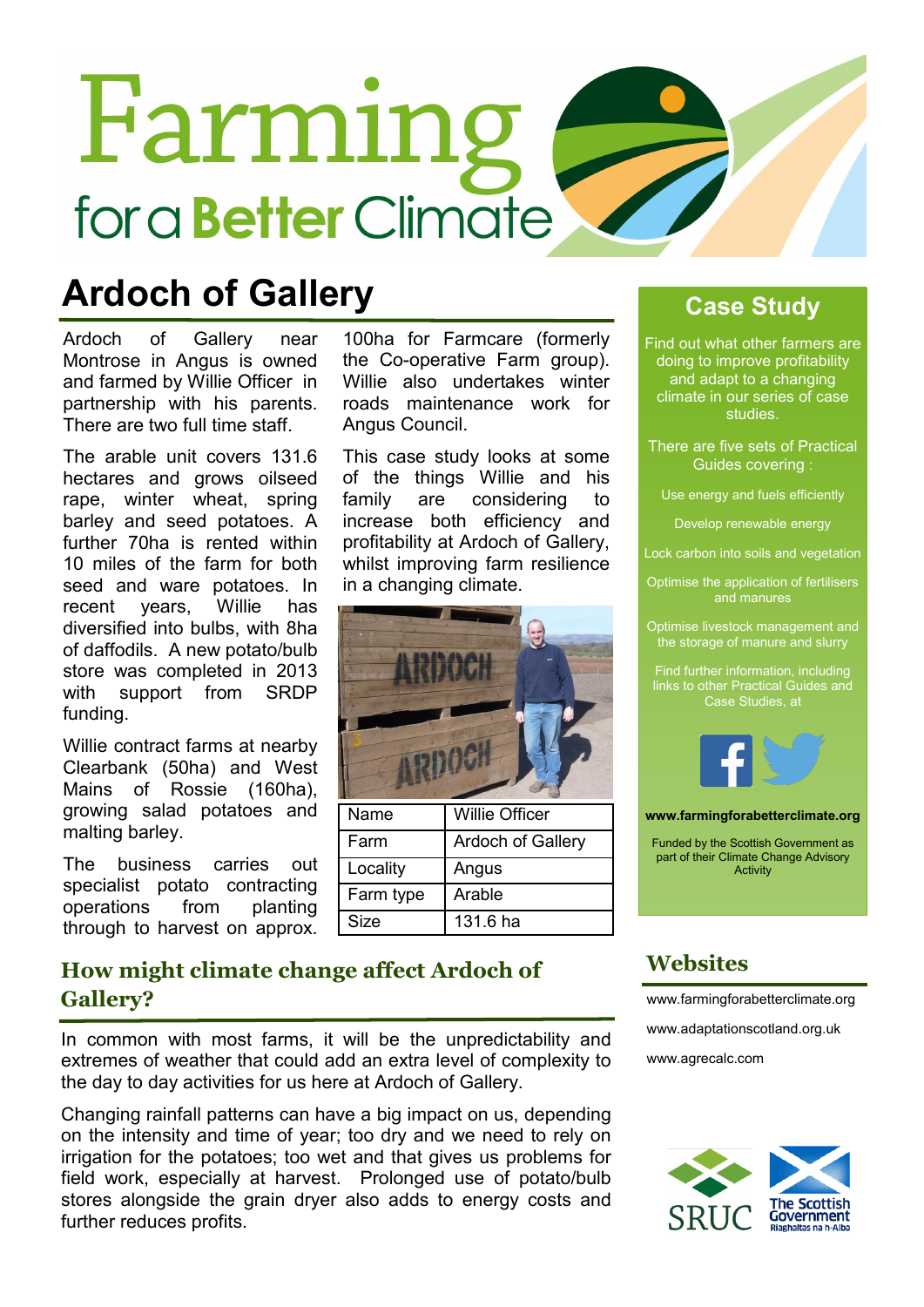# Farming for a Better Climate

## Ardoch of Gallery

Ardoch of Gallery near Montrose in Angus is owned and farmed by Willie Officer in partnership with his parents. There are two full time staff.

The arable unit covers 131.6 hectares and grows oilseed rape, winter wheat, spring barley and seed potatoes. A further 70ha is rented within 10 miles of the farm for both seed and ware potatoes. In recent years, Willie has diversified into bulbs, with 8ha of daffodils. A new potato/bulb store was completed in 2013 with support from SRDP funding.

Willie contract farms at nearby Clearbank (50ha) and West Mains of Rossie (160ha), growing salad potatoes and malting barley.

The business carries out specialist potato contracting operations from planting through to harvest on approx. 100ha for Farmcare (formerly the Co-operative Farm group). Willie also undertakes winter roads maintenance work for Angus Council.

This case study looks at some of the things Willie and his family are considering to increase both efficiency and profitability at Ardoch of Gallery, whilst improving farm resilience in a changing climate.

| Name | Willie Officer |
|---|---|
| Farm | Ardoch of Gallery |
| Locality | Angus |
| Farm type | Arable |
| Size | 131.6 ha |

### How might climate change affect Ardoch of Gallery?

In common with most farms, it will be the unpredictability and extremes of weather that could add an extra level of complexity to the day to day activities for us here at Ardoch of Gallery.

Changing rainfall patterns can have a big impact on us, depending on the intensity and time of year; too dry and we need to rely on irrigation for the potatoes; too wet and that gives us problems for field work, especially at harvest. Prolonged use of potato/bulb stores alongside the grain dryer also adds to energy costs and further reduces profits.

## Case Study

Find out what other farmers are doing to improve profitability and adapt to a changing climate in our series of case studies.

There are five sets of Practical Guides covering :

- Use energy and fuels efficiently
- Develop renewable energy
- Lock carbon into soils and vegetation
- Optimise the application of fertilisers and manures
- Optimise livestock management and the storage of manure and slurry

Find further information, including links to other Practical Guides and Case Studies, at

**www.farmingforabetterclimate.org**

Funded by the Scottish Government as part of their Climate Change Advisory Activity

## Websites

www.farmingforabetterclimate.org

www.adaptationscotland.org.uk

www.agrecalc.com

SRUC — The Scottish Government / Riaghaltas na h-Alba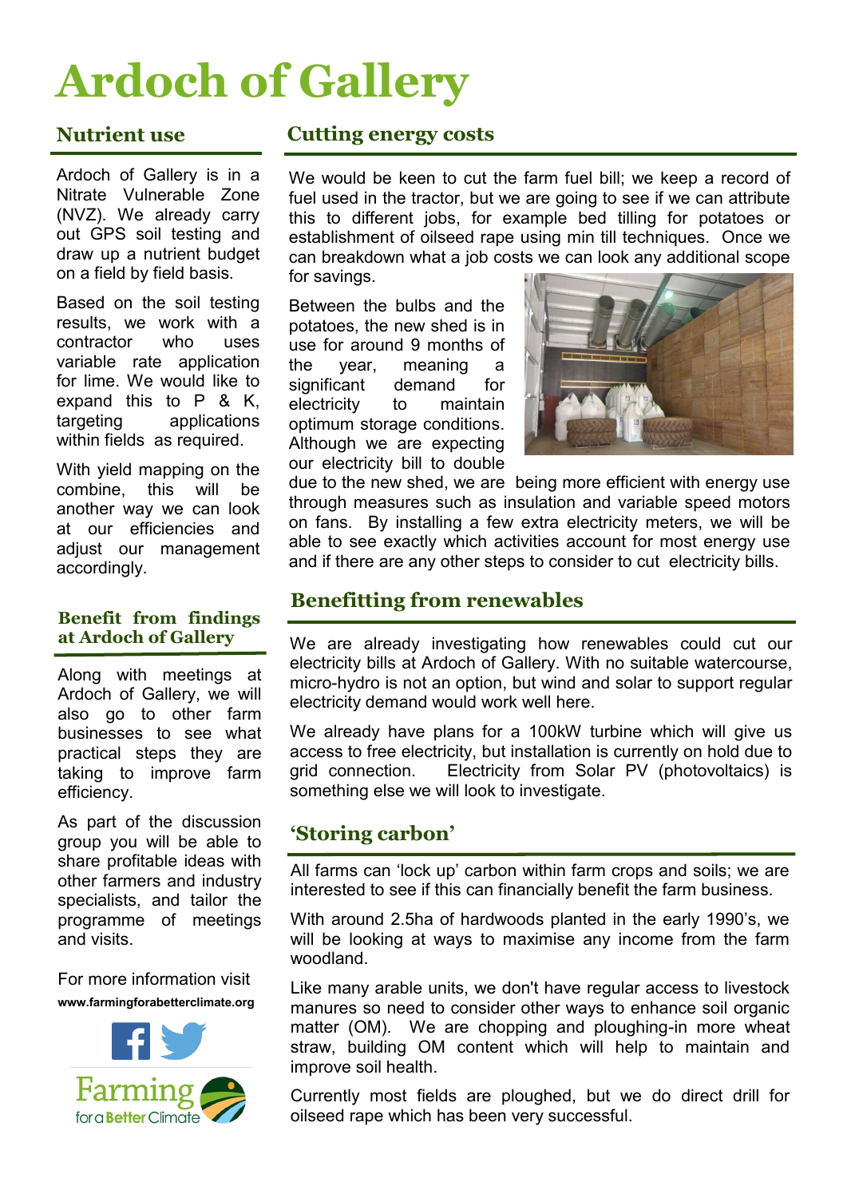# Ardoch of Gallery

## Nutrient use

Ardoch of Gallery is in a Nitrate Vulnerable Zone (NVZ). We already carry out GPS soil testing and draw up a nutrient budget on a field by field basis.

Based on the soil testing results, we work with a contractor who uses variable rate application for lime. We would like to expand this to P & K, targeting applications within fields as required.

With yield mapping on the combine, this will be another way we can look at our efficiencies and adjust our management accordingly.

## Benefit from findings at Ardoch of Gallery

Along with meetings at Ardoch of Gallery, we will also go to other farm businesses to see what practical steps they are taking to improve farm efficiency.

As part of the discussion group you will be able to share profitable ideas with other farmers and industry specialists, and tailor the programme of meetings and visits.

For more information visit
**www.farmingforabetterclimate.org**

## Cutting energy costs

We would be keen to cut the farm fuel bill; we keep a record of fuel used in the tractor, but we are going to see if we can attribute this to different jobs, for example bed tilling for potatoes or establishment of oilseed rape using min till techniques. Once we can breakdown what a job costs we can look any additional scope for savings.

Between the bulbs and the potatoes, the new shed is in use for around 9 months of the year, meaning a significant demand for electricity to maintain optimum storage conditions. Although we are expecting our electricity bill to double due to the new shed, we are being more efficient with energy use through measures such as insulation and variable speed motors on fans. By installing a few extra electricity meters, we will be able to see exactly which activities account for most energy use and if there are any other steps to consider to cut electricity bills.

## Benefitting from renewables

We are already investigating how renewables could cut our electricity bills at Ardoch of Gallery. With no suitable watercourse, micro-hydro is not an option, but wind and solar to support regular electricity demand would work well here.

We already have plans for a 100kW turbine which will give us access to free electricity, but installation is currently on hold due to grid connection. Electricity from Solar PV (photovoltaics) is something else we will look to investigate.

## 'Storing carbon'

All farms can 'lock up' carbon within farm crops and soils; we are interested to see if this can financially benefit the farm business.

With around 2.5ha of hardwoods planted in the early 1990's, we will be looking at ways to maximise any income from the farm woodland.

Like many arable units, we don't have regular access to livestock manures so need to consider other ways to enhance soil organic matter (OM). We are chopping and ploughing-in more wheat straw, building OM content which will help to maintain and improve soil health.

Currently most fields are ploughed, but we do direct drill for oilseed rape which has been very successful.